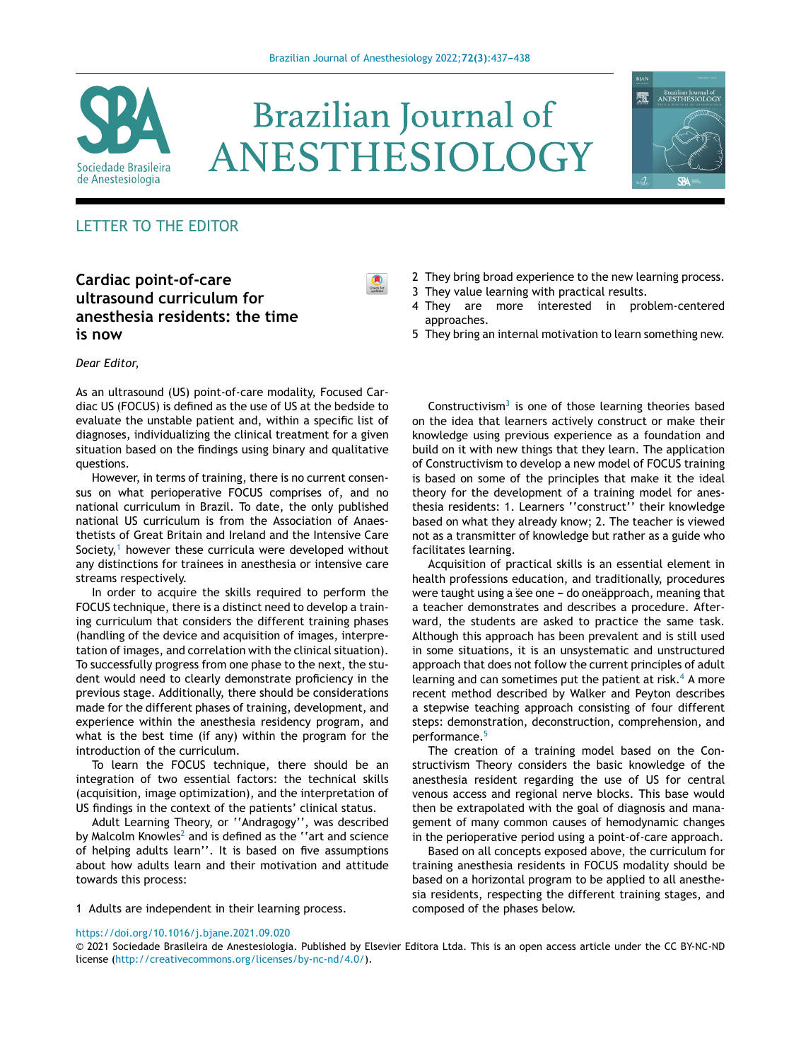LETTER TO THE EDITOR

# Cardiac point-of-care ultrasound curriculum for anesthesia residents: the time is now

*Dear Editor,*

As an ultrasound (US) point-of-care modality, Focused Cardiac US (FOCUS) is defined as the use of US at the bedside to evaluate the unstable patient and, within a specific list of diagnoses, individualizing the clinical treatment for a given situation based on the findings using binary and qualitative questions.

However, in terms of training, there is no current consensus on what perioperative FOCUS comprises of, and no national curriculum in Brazil. To date, the only published national US curriculum is from the Association of Anaesthetists of Great Britain and Ireland and the Intensive Care Society,[1] however these curricula were developed without any distinctions for trainees in anesthesia or intensive care streams respectively.

In order to acquire the skills required to perform the FOCUS technique, there is a distinct need to develop a training curriculum that considers the different training phases (handling of the device and acquisition of images, interpretation of images, and correlation with the clinical situation). To successfully progress from one phase to the next, the student would need to clearly demonstrate proficiency in the previous stage. Additionally, there should be considerations made for the different phases of training, development, and experience within the anesthesia residency program, and what is the best time (if any) within the program for the introduction of the curriculum.

To learn the FOCUS technique, there should be an integration of two essential factors: the technical skills (acquisition, image optimization), and the interpretation of US findings in the context of the patients' clinical status.

Adult Learning Theory, or ''Andragogy'', was described by Malcolm Knowles[2] and is defined as the ''art and science of helping adults learn''. It is based on five assumptions about how adults learn and their motivation and attitude towards this process:

1. Adults are independent in their learning process.
2. They bring broad experience to the new learning process.
3. They value learning with practical results.
4. They are more interested in problem-centered approaches.
5. They bring an internal motivation to learn something new.

Constructivism[3] is one of those learning theories based on the idea that learners actively construct or make their knowledge using previous experience as a foundation and build on it with new things that they learn. The application of Constructivism to develop a new model of FOCUS training is based on some of the principles that make it the ideal theory for the development of a training model for anesthesia residents: 1. Learners ''construct'' their knowledge based on what they already know; 2. The teacher is viewed not as a transmitter of knowledge but rather as a guide who facilitates learning.

Acquisition of practical skills is an essential element in health professions education, and traditionally, procedures were taught using a ṡee one – do oneäpproach, meaning that a teacher demonstrates and describes a procedure. Afterward, the students are asked to practice the same task. Although this approach has been prevalent and is still used in some situations, it is an unsystematic and unstructured approach that does not follow the current principles of adult learning and can sometimes put the patient at risk.[4] A more recent method described by Walker and Peyton describes a stepwise teaching approach consisting of four different steps: demonstration, deconstruction, comprehension, and performance.[5]

The creation of a training model based on the Constructivism Theory considers the basic knowledge of the anesthesia resident regarding the use of US for central venous access and regional nerve blocks. This base would then be extrapolated with the goal of diagnosis and management of many common causes of hemodynamic changes in the perioperative period using a point-of-care approach.

Based on all concepts exposed above, the curriculum for training anesthesia residents in FOCUS modality should be based on a horizontal program to be applied to all anesthesia residents, respecting the different training stages, and composed of the phases below.

https://doi.org/10.1016/j.bjane.2021.09.020

© 2021 Sociedade Brasileira de Anestesiologia. Published by Elsevier Editora Ltda. This is an open access article under the CC BY-NC-ND license (http://creativecommons.org/licenses/by-nc-nd/4.0/).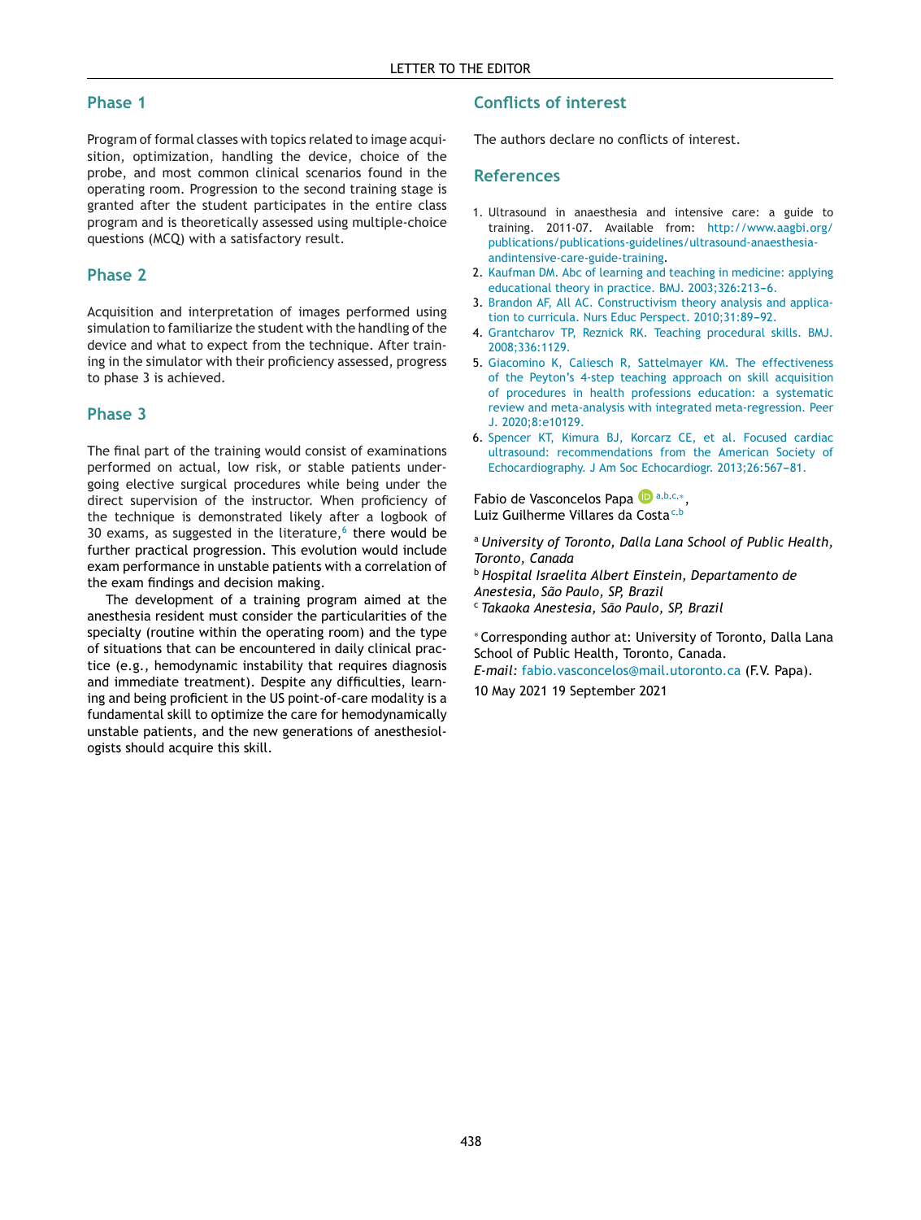## Phase 1

Program of formal classes with topics related to image acquisition, optimization, handling the device, choice of the probe, and most common clinical scenarios found in the operating room. Progression to the second training stage is granted after the student participates in the entire class program and is theoretically assessed using multiple-choice questions (MCQ) with a satisfactory result.

## Phase 2

Acquisition and interpretation of images performed using simulation to familiarize the student with the handling of the device and what to expect from the technique. After training in the simulator with their proficiency assessed, progress to phase 3 is achieved.

## Phase 3

The final part of the training would consist of examinations performed on actual, low risk, or stable patients undergoing elective surgical procedures while being under the direct supervision of the instructor. When proficiency of the technique is demonstrated likely after a logbook of 30 exams, as suggested in the literature,[6] there would be further practical progression. This evolution would include exam performance in unstable patients with a correlation of the exam findings and decision making.

The development of a training program aimed at the anesthesia resident must consider the particularities of the specialty (routine within the operating room) and the type of situations that can be encountered in daily clinical practice (e.g., hemodynamic instability that requires diagnosis and immediate treatment). Despite any difficulties, learning and being proficient in the US point-of-care modality is a fundamental skill to optimize the care for hemodynamically unstable patients, and the new generations of anesthesiologists should acquire this skill.

## Conflicts of interest

The authors declare no conflicts of interest.

## References

1. Ultrasound in anaesthesia and intensive care: a guide to training. 2011-07. Available from: http://www.aagbi.org/publications/publications-guidelines/ultrasound-anaesthesia-andintensive-care-guide-training.
2. Kaufman DM. Abc of learning and teaching in medicine: applying educational theory in practice. BMJ. 2003;326:213–6.
3. Brandon AF, All AC. Constructivism theory analysis and application to curricula. Nurs Educ Perspect. 2010;31:89–92.
4. Grantcharov TP, Reznick RK. Teaching procedural skills. BMJ. 2008;336:1129.
5. Giacomino K, Caliesch R, Sattelmayer KM. The effectiveness of the Peyton's 4-step teaching approach on skill acquisition of procedures in health professions education: a systematic review and meta-analysis with integrated meta-regression. Peer J. 2020;8:e10129.
6. Spencer KT, Kimura BJ, Korcarz CE, et al. Focused cardiac ultrasound: recommendations from the American Society of Echocardiography. J Am Soc Echocardiogr. 2013;26:567–81.

Fabio de Vasconcelos Papa [a,b,c,*],
Luiz Guilherme Villares da Costa [c,b]

[a] *University of Toronto, Dalla Lana School of Public Health, Toronto, Canada*
[b] *Hospital Israelita Albert Einstein, Departamento de Anestesia, São Paulo, SP, Brazil*
[c] *Takaoka Anestesia, São Paulo, SP, Brazil*

[*] Corresponding author at: University of Toronto, Dalla Lana School of Public Health, Toronto, Canada.
*E-mail:* fabio.vasconcelos@mail.utoronto.ca (F.V. Papa).

10 May 2021 19 September 2021